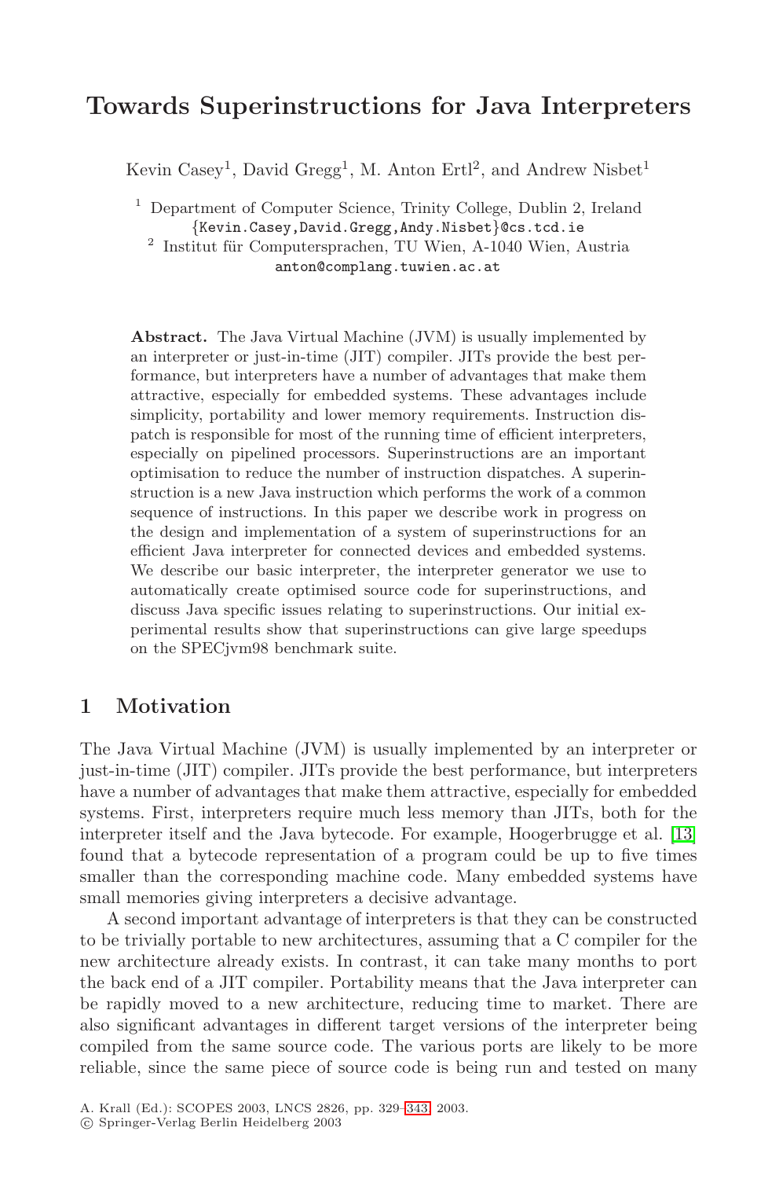# Towards Superinstructions for Java Interpreters

Kevin Casey[1], David Gregg[1], M. Anton Ertl[2], and Andrew Nisbet[1]

[1] Department of Computer Science, Trinity College, Dublin 2, Ireland
{Kevin.Casey,David.Gregg,Andy.Nisbet}@cs.tcd.ie

[2] Institut für Computersprachen, TU Wien, A-1040 Wien, Austria
anton@complang.tuwien.ac.at

**Abstract.** The Java Virtual Machine (JVM) is usually implemented by an interpreter or just-in-time (JIT) compiler. JITs provide the best performance, but interpreters have a number of advantages that make them attractive, especially for embedded systems. These advantages include simplicity, portability and lower memory requirements. Instruction dispatch is responsible for most of the running time of efficient interpreters, especially on pipelined processors. Superinstructions are an important optimisation to reduce the number of instruction dispatches. A superinstruction is a new Java instruction which performs the work of a common sequence of instructions. In this paper we describe work in progress on the design and implementation of a system of superinstructions for an efficient Java interpreter for connected devices and embedded systems. We describe our basic interpreter, the interpreter generator we use to automatically create optimised source code for superinstructions, and discuss Java specific issues relating to superinstructions. Our initial experimental results show that superinstructions can give large speedups on the SPECjvm98 benchmark suite.

## 1 Motivation

The Java Virtual Machine (JVM) is usually implemented by an interpreter or just-in-time (JIT) compiler. JITs provide the best performance, but interpreters have a number of advantages that make them attractive, especially for embedded systems. First, interpreters require much less memory than JITs, both for the interpreter itself and the Java bytecode. For example, Hoogerbrugge et al. [13] found that a bytecode representation of a program could be up to five times smaller than the corresponding machine code. Many embedded systems have small memories giving interpreters a decisive advantage.

A second important advantage of interpreters is that they can be constructed to be trivially portable to new architectures, assuming that a C compiler for the new architecture already exists. In contrast, it can take many months to port the back end of a JIT compiler. Portability means that the Java interpreter can be rapidly moved to a new architecture, reducing time to market. There are also significant advantages in different target versions of the interpreter being compiled from the same source code. The various ports are likely to be more reliable, since the same piece of source code is being run and tested on many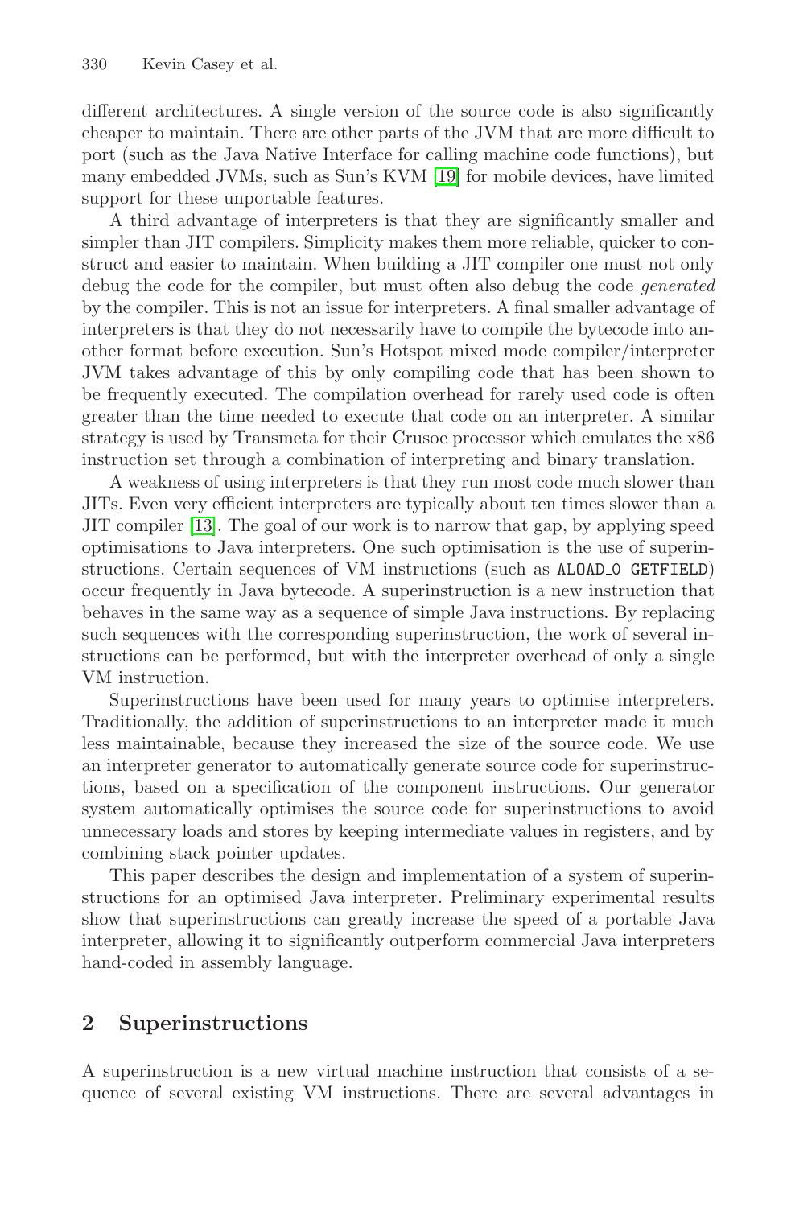different architectures. A single version of the source code is also significantly cheaper to maintain. There are other parts of the JVM that are more difficult to port (such as the Java Native Interface for calling machine code functions), but many embedded JVMs, such as Sun's KVM [19] for mobile devices, have limited support for these unportable features.

A third advantage of interpreters is that they are significantly smaller and simpler than JIT compilers. Simplicity makes them more reliable, quicker to construct and easier to maintain. When building a JIT compiler one must not only debug the code for the compiler, but must often also debug the code *generated* by the compiler. This is not an issue for interpreters. A final smaller advantage of interpreters is that they do not necessarily have to compile the bytecode into another format before execution. Sun's Hotspot mixed mode compiler/interpreter JVM takes advantage of this by only compiling code that has been shown to be frequently executed. The compilation overhead for rarely used code is often greater than the time needed to execute that code on an interpreter. A similar strategy is used by Transmeta for their Crusoe processor which emulates the x86 instruction set through a combination of interpreting and binary translation.

A weakness of using interpreters is that they run most code much slower than JITs. Even very efficient interpreters are typically about ten times slower than a JIT compiler [13]. The goal of our work is to narrow that gap, by applying speed optimisations to Java interpreters. One such optimisation is the use of superinstructions. Certain sequences of VM instructions (such as `ALOAD_0 GETFIELD`) occur frequently in Java bytecode. A superinstruction is a new instruction that behaves in the same way as a sequence of simple Java instructions. By replacing such sequences with the corresponding superinstruction, the work of several instructions can be performed, but with the interpreter overhead of only a single VM instruction.

Superinstructions have been used for many years to optimise interpreters. Traditionally, the addition of superinstructions to an interpreter made it much less maintainable, because they increased the size of the source code. We use an interpreter generator to automatically generate source code for superinstructions, based on a specification of the component instructions. Our generator system automatically optimises the source code for superinstructions to avoid unnecessary loads and stores by keeping intermediate values in registers, and by combining stack pointer updates.

This paper describes the design and implementation of a system of superinstructions for an optimised Java interpreter. Preliminary experimental results show that superinstructions can greatly increase the speed of a portable Java interpreter, allowing it to significantly outperform commercial Java interpreters hand-coded in assembly language.

## 2 Superinstructions

A superinstruction is a new virtual machine instruction that consists of a sequence of several existing VM instructions. There are several advantages in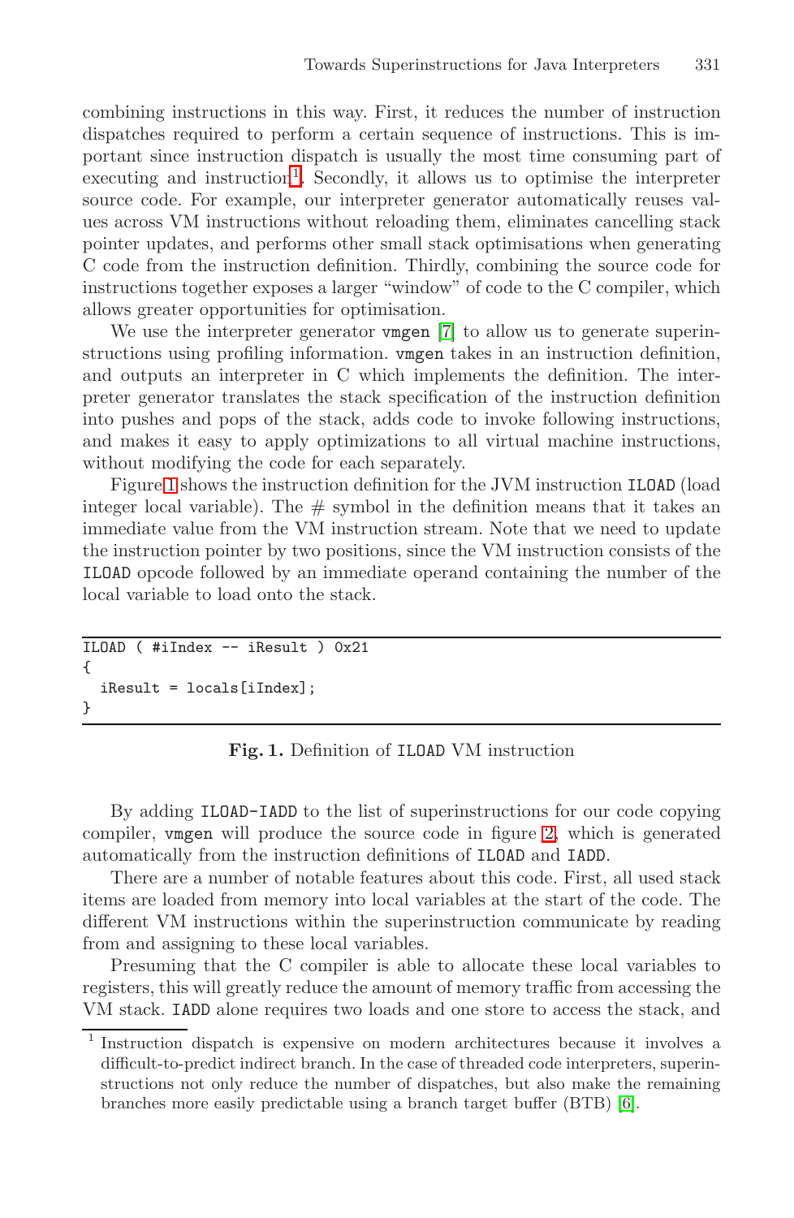combining instructions in this way. First, it reduces the number of instruction dispatches required to perform a certain sequence of instructions. This is important since instruction dispatch is usually the most time consuming part of executing and instruction[1]. Secondly, it allows us to optimise the interpreter source code. For example, our interpreter generator automatically reuses values across VM instructions without reloading them, eliminates cancelling stack pointer updates, and performs other small stack optimisations when generating C code from the instruction definition. Thirdly, combining the source code for instructions together exposes a larger "window" of code to the C compiler, which allows greater opportunities for optimisation.

We use the interpreter generator `vmgen` [7] to allow us to generate superinstructions using profiling information. `vmgen` takes in an instruction definition, and outputs an interpreter in C which implements the definition. The interpreter generator translates the stack specification of the instruction definition into pushes and pops of the stack, adds code to invoke following instructions, and makes it easy to apply optimizations to all virtual machine instructions, without modifying the code for each separately.

Figure 1 shows the instruction definition for the JVM instruction `ILOAD` (load integer local variable). The # symbol in the definition means that it takes an immediate value from the VM instruction stream. Note that we need to update the instruction pointer by two positions, since the VM instruction consists of the `ILOAD` opcode followed by an immediate operand containing the number of the local variable to load onto the stack.

```
ILOAD ( #iIndex -- iResult ) 0x21
{
  iResult = locals[iIndex];
}
```

**Fig. 1.** Definition of `ILOAD` VM instruction

By adding `ILOAD-IADD` to the list of superinstructions for our code copying compiler, `vmgen` will produce the source code in figure 2, which is generated automatically from the instruction definitions of `ILOAD` and `IADD`.

There are a number of notable features about this code. First, all used stack items are loaded from memory into local variables at the start of the code. The different VM instructions within the superinstruction communicate by reading from and assigning to these local variables.

Presuming that the C compiler is able to allocate these local variables to registers, this will greatly reduce the amount of memory traffic from accessing the VM stack. `IADD` alone requires two loads and one store to access the stack, and

[1] Instruction dispatch is expensive on modern architectures because it involves a difficult-to-predict indirect branch. In the case of threaded code interpreters, superinstructions not only reduce the number of dispatches, but also make the remaining branches more easily predictable using a branch target buffer (BTB) [6].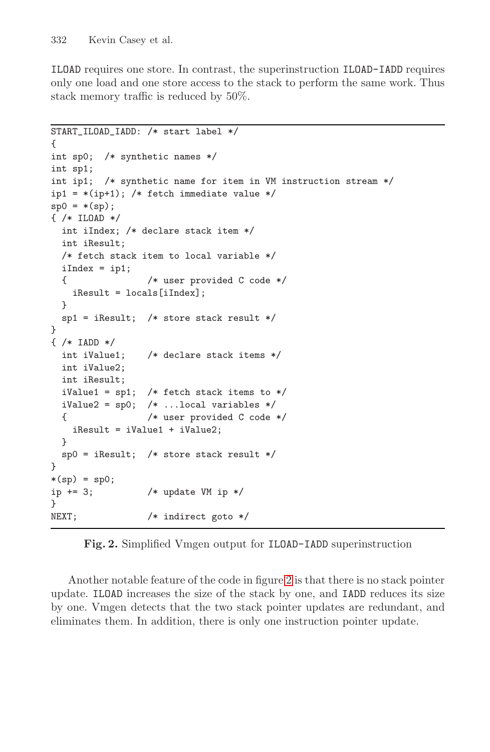ILOAD requires one store. In contrast, the superinstruction ILOAD-IADD requires only one load and one store access to the stack to perform the same work. Thus stack memory traffic is reduced by 50%.

```
START_ILOAD_IADD: /* start label */
{
int sp0;  /* synthetic names */
int sp1;
int ip1;  /* synthetic name for item in VM instruction stream */
ip1 = *(ip+1); /* fetch immediate value */
sp0 = *(sp);
{ /* ILOAD */
  int iIndex; /* declare stack item */
  int iResult;
  /* fetch stack item to local variable */
  iIndex = ip1;
  {              /* user provided C code */
    iResult = locals[iIndex];
  }
  sp1 = iResult;  /* store stack result */
}
{ /* IADD */
  int iValue1;    /* declare stack items */
  int iValue2;
  int iResult;
  iValue1 = sp1;  /* fetch stack items to */
  iValue2 = sp0;  /* ...local variables */
  {               /* user provided C code */
    iResult = iValue1 + iValue2;
  }
  sp0 = iResult;  /* store stack result */
}
*(sp) = sp0;
ip += 3;          /* update VM ip */
}
NEXT;             /* indirect goto */
```

**Fig. 2.** Simplified Vmgen output for ILOAD-IADD superinstruction

Another notable feature of the code in figure 2 is that there is no stack pointer update. ILOAD increases the size of the stack by one, and IADD reduces its size by one. Vmgen detects that the two stack pointer updates are redundant, and eliminates them. In addition, there is only one instruction pointer update.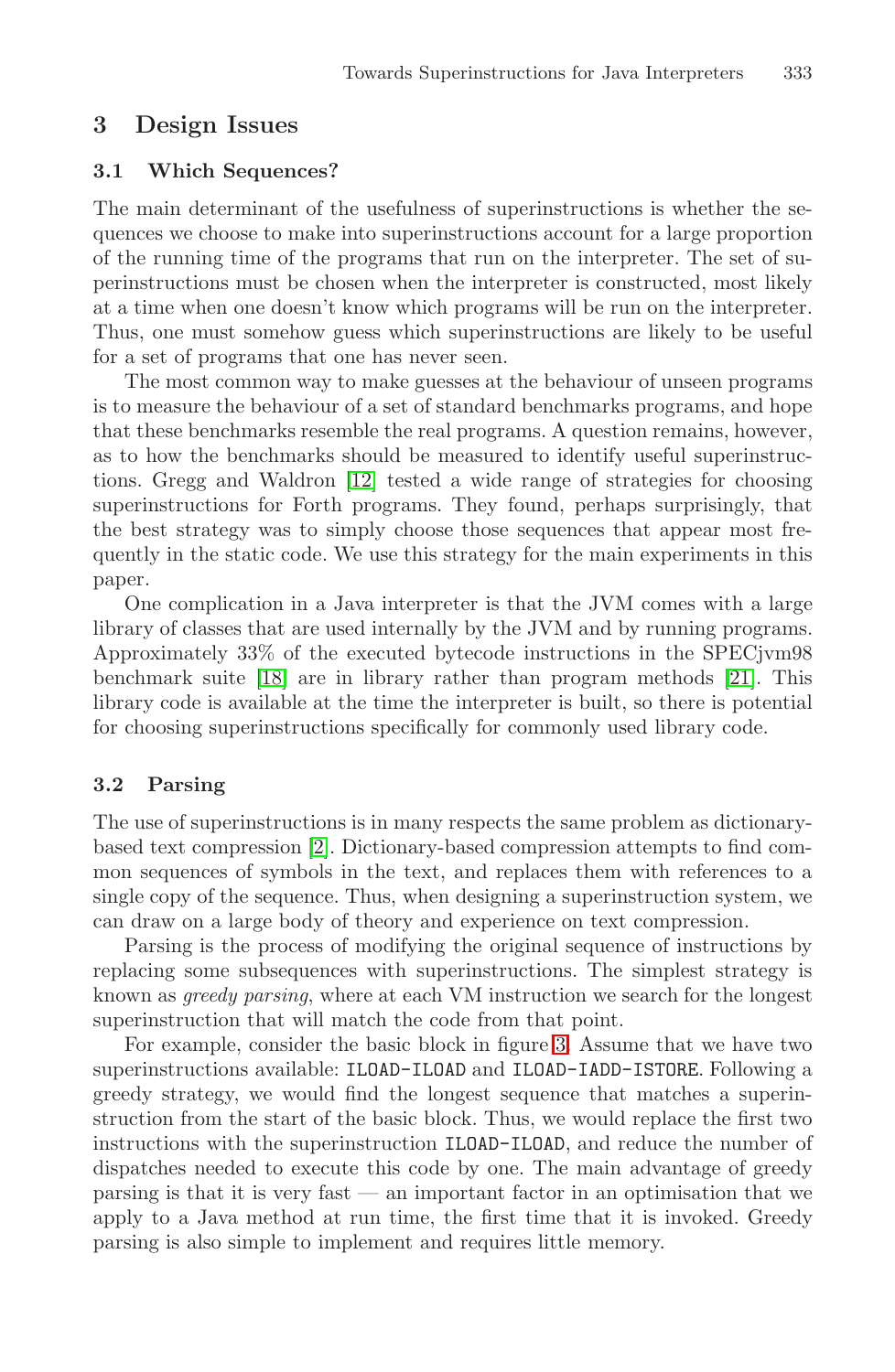## 3 Design Issues

### 3.1 Which Sequences?

The main determinant of the usefulness of superinstructions is whether the sequences we choose to make into superinstructions account for a large proportion of the running time of the programs that run on the interpreter. The set of superinstructions must be chosen when the interpreter is constructed, most likely at a time when one doesn't know which programs will be run on the interpreter. Thus, one must somehow guess which superinstructions are likely to be useful for a set of programs that one has never seen.

The most common way to make guesses at the behaviour of unseen programs is to measure the behaviour of a set of standard benchmarks programs, and hope that these benchmarks resemble the real programs. A question remains, however, as to how the benchmarks should be measured to identify useful superinstructions. Gregg and Waldron [12] tested a wide range of strategies for choosing superinstructions for Forth programs. They found, perhaps surprisingly, that the best strategy was to simply choose those sequences that appear most frequently in the static code. We use this strategy for the main experiments in this paper.

One complication in a Java interpreter is that the JVM comes with a large library of classes that are used internally by the JVM and by running programs. Approximately 33% of the executed bytecode instructions in the SPECjvm98 benchmark suite [18] are in library rather than program methods [21]. This library code is available at the time the interpreter is built, so there is potential for choosing superinstructions specifically for commonly used library code.

### 3.2 Parsing

The use of superinstructions is in many respects the same problem as dictionary-based text compression [2]. Dictionary-based compression attempts to find common sequences of symbols in the text, and replaces them with references to a single copy of the sequence. Thus, when designing a superinstruction system, we can draw on a large body of theory and experience on text compression.

Parsing is the process of modifying the original sequence of instructions by replacing some subsequences with superinstructions. The simplest strategy is known as *greedy parsing*, where at each VM instruction we search for the longest superinstruction that will match the code from that point.

For example, consider the basic block in figure 3. Assume that we have two superinstructions available: `ILOAD-ILOAD` and `ILOAD-IADD-ISTORE`. Following a greedy strategy, we would find the longest sequence that matches a superinstruction from the start of the basic block. Thus, we would replace the first two instructions with the superinstruction `ILOAD-ILOAD`, and reduce the number of dispatches needed to execute this code by one. The main advantage of greedy parsing is that it is very fast — an important factor in an optimisation that we apply to a Java method at run time, the first time that it is invoked. Greedy parsing is also simple to implement and requires little memory.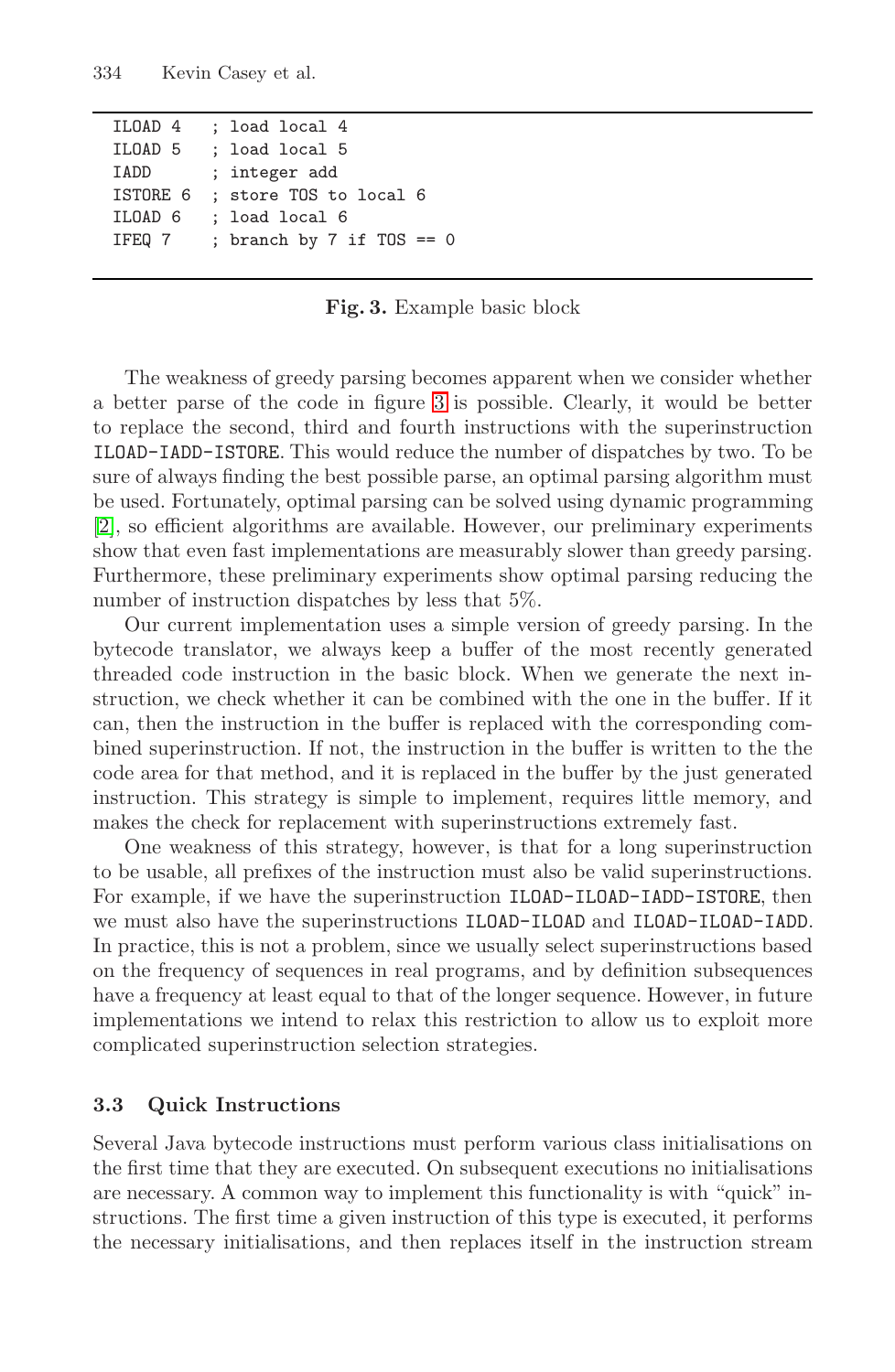```
ILOAD 4   ; load local 4
ILOAD 5   ; load local 5
IADD      ; integer add
ISTORE 6  ; store TOS to local 6
ILOAD 6   ; load local 6
IFEQ 7    ; branch by 7 if TOS == 0
```

**Fig. 3.** Example basic block

The weakness of greedy parsing becomes apparent when we consider whether a better parse of the code in figure 3 is possible. Clearly, it would be better to replace the second, third and fourth instructions with the superinstruction `ILOAD-IADD-ISTORE`. This would reduce the number of dispatches by two. To be sure of always finding the best possible parse, an optimal parsing algorithm must be used. Fortunately, optimal parsing can be solved using dynamic programming [2], so efficient algorithms are available. However, our preliminary experiments show that even fast implementations are measurably slower than greedy parsing. Furthermore, these preliminary experiments show optimal parsing reducing the number of instruction dispatches by less that 5%.

Our current implementation uses a simple version of greedy parsing. In the bytecode translator, we always keep a buffer of the most recently generated threaded code instruction in the basic block. When we generate the next instruction, we check whether it can be combined with the one in the buffer. If it can, then the instruction in the buffer is replaced with the corresponding combined superinstruction. If not, the instruction in the buffer is written to the the code area for that method, and it is replaced in the buffer by the just generated instruction. This strategy is simple to implement, requires little memory, and makes the check for replacement with superinstructions extremely fast.

One weakness of this strategy, however, is that for a long superinstruction to be usable, all prefixes of the instruction must also be valid superinstructions. For example, if we have the superinstruction `ILOAD-ILOAD-IADD-ISTORE`, then we must also have the superinstructions `ILOAD-ILOAD` and `ILOAD-ILOAD-IADD`. In practice, this is not a problem, since we usually select superinstructions based on the frequency of sequences in real programs, and by definition subsequences have a frequency at least equal to that of the longer sequence. However, in future implementations we intend to relax this restriction to allow us to exploit more complicated superinstruction selection strategies.

### 3.3 Quick Instructions

Several Java bytecode instructions must perform various class initialisations on the first time that they are executed. On subsequent executions no initialisations are necessary. A common way to implement this functionality is with "quick" instructions. The first time a given instruction of this type is executed, it performs the necessary initialisations, and then replaces itself in the instruction stream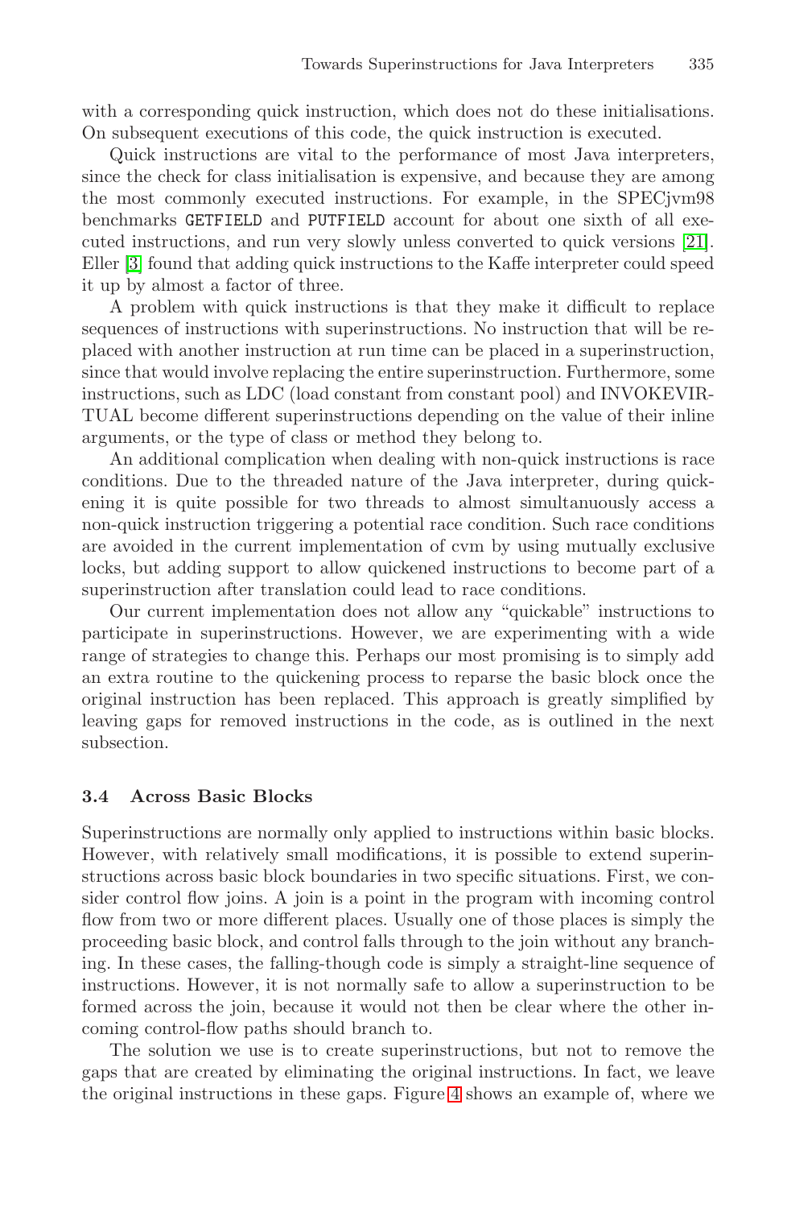with a corresponding quick instruction, which does not do these initialisations. On subsequent executions of this code, the quick instruction is executed.

Quick instructions are vital to the performance of most Java interpreters, since the check for class initialisation is expensive, and because they are among the most commonly executed instructions. For example, in the SPECjvm98 benchmarks GETFIELD and PUTFIELD account for about one sixth of all executed instructions, and run very slowly unless converted to quick versions [21]. Eller [3] found that adding quick instructions to the Kaffe interpreter could speed it up by almost a factor of three.

A problem with quick instructions is that they make it difficult to replace sequences of instructions with superinstructions. No instruction that will be replaced with another instruction at run time can be placed in a superinstruction, since that would involve replacing the entire superinstruction. Furthermore, some instructions, such as LDC (load constant from constant pool) and INVOKEVIRTUAL become different superinstructions depending on the value of their inline arguments, or the type of class or method they belong to.

An additional complication when dealing with non-quick instructions is race conditions. Due to the threaded nature of the Java interpreter, during quickening it is quite possible for two threads to almost simultanuously access a non-quick instruction triggering a potential race condition. Such race conditions are avoided in the current implementation of cvm by using mutually exclusive locks, but adding support to allow quickened instructions to become part of a superinstruction after translation could lead to race conditions.

Our current implementation does not allow any "quickable" instructions to participate in superinstructions. However, we are experimenting with a wide range of strategies to change this. Perhaps our most promising is to simply add an extra routine to the quickening process to reparse the basic block once the original instruction has been replaced. This approach is greatly simplified by leaving gaps for removed instructions in the code, as is outlined in the next subsection.

### 3.4 Across Basic Blocks

Superinstructions are normally only applied to instructions within basic blocks. However, with relatively small modifications, it is possible to extend superinstructions across basic block boundaries in two specific situations. First, we consider control flow joins. A join is a point in the program with incoming control flow from two or more different places. Usually one of those places is simply the proceeding basic block, and control falls through to the join without any branching. In these cases, the falling-though code is simply a straight-line sequence of instructions. However, it is not normally safe to allow a superinstruction to be formed across the join, because it would not then be clear where the other incoming control-flow paths should branch to.

The solution we use is to create superinstructions, but not to remove the gaps that are created by eliminating the original instructions. In fact, we leave the original instructions in these gaps. Figure 4 shows an example of, where we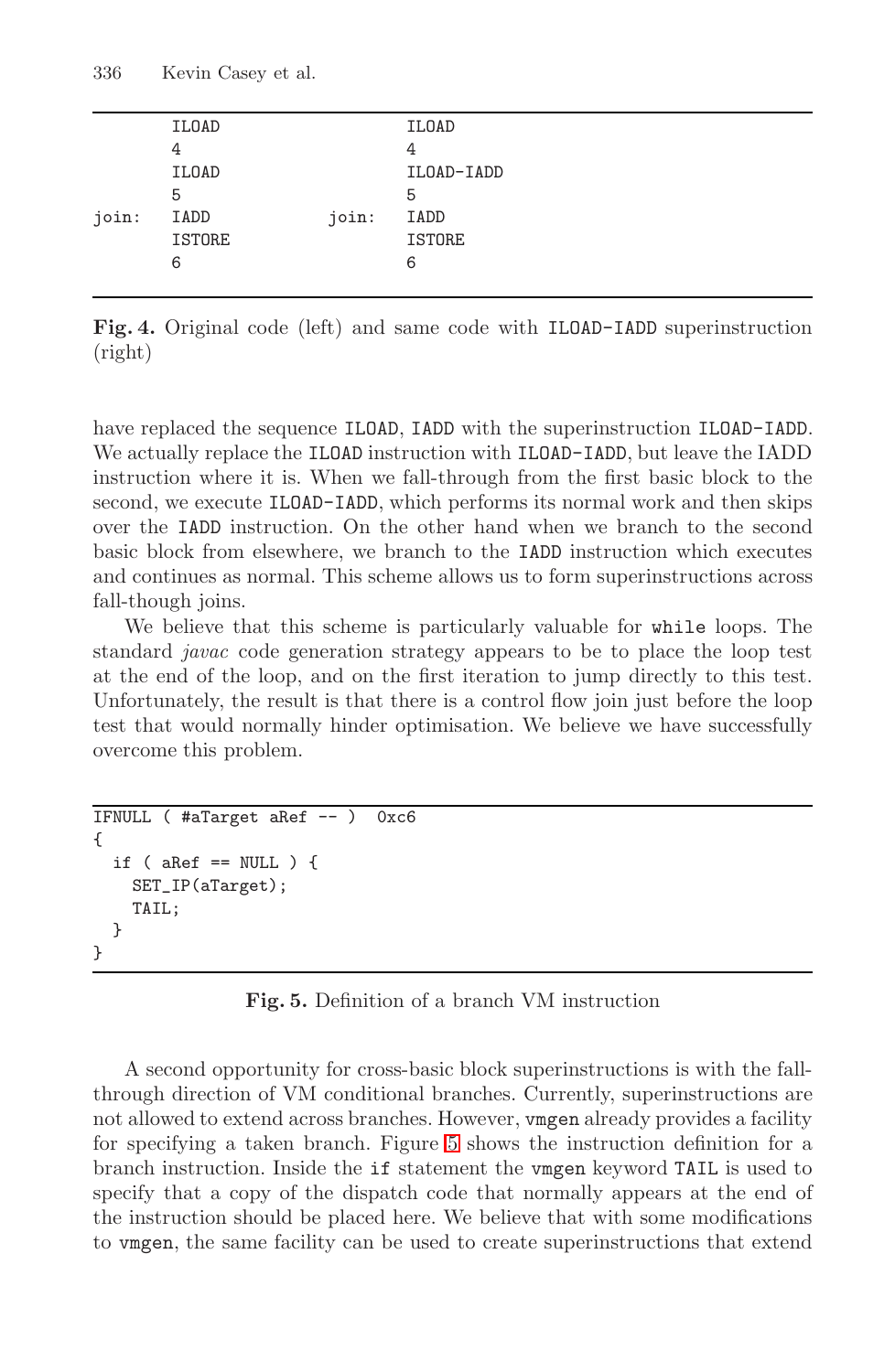```
        ILOAD                   ILOAD
        4                       4
        ILOAD                   ILOAD-IADD
        5                       5
join:   IADD           join:    IADD
        ISTORE                  ISTORE
        6                       6
```

**Fig. 4.** Original code (left) and same code with ILOAD-IADD superinstruction (right)

have replaced the sequence ILOAD, IADD with the superinstruction ILOAD-IADD. We actually replace the ILOAD instruction with ILOAD-IADD, but leave the IADD instruction where it is. When we fall-through from the first basic block to the second, we execute ILOAD-IADD, which performs its normal work and then skips over the IADD instruction. On the other hand when we branch to the second basic block from elsewhere, we branch to the IADD instruction which executes and continues as normal. This scheme allows us to form superinstructions across fall-though joins.

We believe that this scheme is particularly valuable for while loops. The standard *javac* code generation strategy appears to be to place the loop test at the end of the loop, and on the first iteration to jump directly to this test. Unfortunately, the result is that there is a control flow join just before the loop test that would normally hinder optimisation. We believe we have successfully overcome this problem.

```
IFNULL ( #aTarget aRef -- )  0xc6
{
  if ( aRef == NULL ) {
    SET_IP(aTarget);
    TAIL;
  }
}
```

**Fig. 5.** Definition of a branch VM instruction

A second opportunity for cross-basic block superinstructions is with the fall-through direction of VM conditional branches. Currently, superinstructions are not allowed to extend across branches. However, vmgen already provides a facility for specifying a taken branch. Figure 5 shows the instruction definition for a branch instruction. Inside the if statement the vmgen keyword TAIL is used to specify that a copy of the dispatch code that normally appears at the end of the instruction should be placed here. We believe that with some modifications to vmgen, the same facility can be used to create superinstructions that extend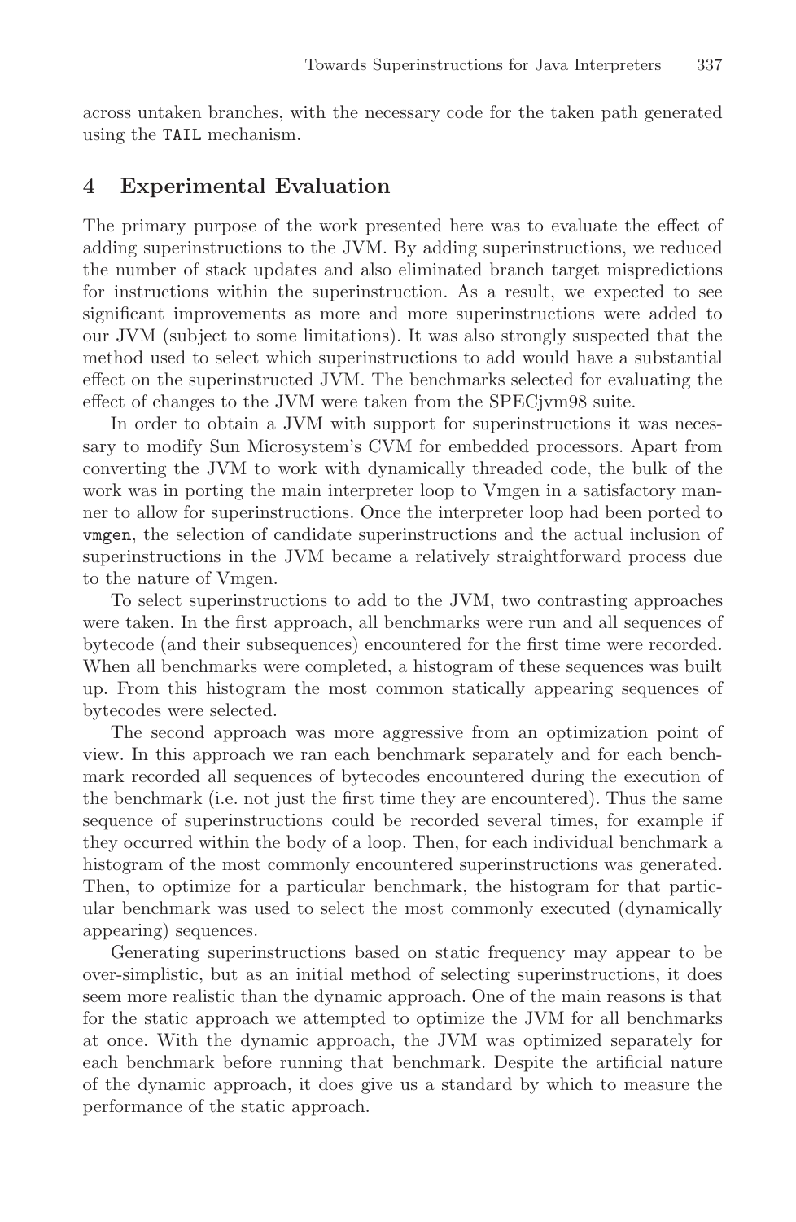across untaken branches, with the necessary code for the taken path generated using the `TAIL` mechanism.

## 4 Experimental Evaluation

The primary purpose of the work presented here was to evaluate the effect of adding superinstructions to the JVM. By adding superinstructions, we reduced the number of stack updates and also eliminated branch target mispredictions for instructions within the superinstruction. As a result, we expected to see significant improvements as more and more superinstructions were added to our JVM (subject to some limitations). It was also strongly suspected that the method used to select which superinstructions to add would have a substantial effect on the superinstructed JVM. The benchmarks selected for evaluating the effect of changes to the JVM were taken from the SPECjvm98 suite.

In order to obtain a JVM with support for superinstructions it was necessary to modify Sun Microsystem's CVM for embedded processors. Apart from converting the JVM to work with dynamically threaded code, the bulk of the work was in porting the main interpreter loop to Vmgen in a satisfactory manner to allow for superinstructions. Once the interpreter loop had been ported to `vmgen`, the selection of candidate superinstructions and the actual inclusion of superinstructions in the JVM became a relatively straightforward process due to the nature of Vmgen.

To select superinstructions to add to the JVM, two contrasting approaches were taken. In the first approach, all benchmarks were run and all sequences of bytecode (and their subsequences) encountered for the first time were recorded. When all benchmarks were completed, a histogram of these sequences was built up. From this histogram the most common statically appearing sequences of bytecodes were selected.

The second approach was more aggressive from an optimization point of view. In this approach we ran each benchmark separately and for each benchmark recorded all sequences of bytecodes encountered during the execution of the benchmark (i.e. not just the first time they are encountered). Thus the same sequence of superinstructions could be recorded several times, for example if they occurred within the body of a loop. Then, for each individual benchmark a histogram of the most commonly encountered superinstructions was generated. Then, to optimize for a particular benchmark, the histogram for that particular benchmark was used to select the most commonly executed (dynamically appearing) sequences.

Generating superinstructions based on static frequency may appear to be over-simplistic, but as an initial method of selecting superinstructions, it does seem more realistic than the dynamic approach. One of the main reasons is that for the static approach we attempted to optimize the JVM for all benchmarks at once. With the dynamic approach, the JVM was optimized separately for each benchmark before running that benchmark. Despite the artificial nature of the dynamic approach, it does give us a standard by which to measure the performance of the static approach.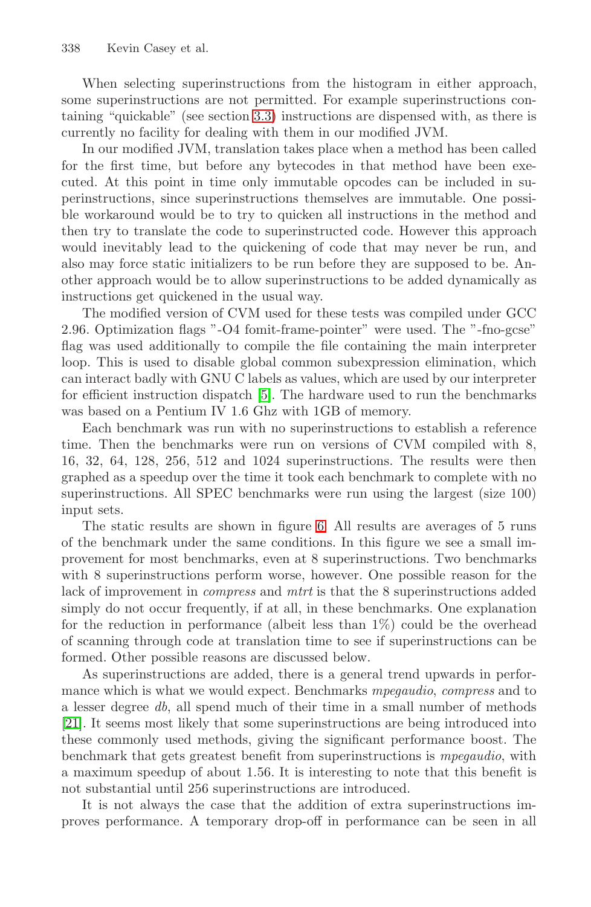When selecting superinstructions from the histogram in either approach, some superinstructions are not permitted. For example superinstructions containing "quickable" (see section 3.3) instructions are dispensed with, as there is currently no facility for dealing with them in our modified JVM.

In our modified JVM, translation takes place when a method has been called for the first time, but before any bytecodes in that method have been executed. At this point in time only immutable opcodes can be included in superinstructions, since superinstructions themselves are immutable. One possible workaround would be to try to quicken all instructions in the method and then try to translate the code to superinstructed code. However this approach would inevitably lead to the quickening of code that may never be run, and also may force static initializers to be run before they are supposed to be. Another approach would be to allow superinstructions to be added dynamically as instructions get quickened in the usual way.

The modified version of CVM used for these tests was compiled under GCC 2.96. Optimization flags "-O4 fomit-frame-pointer" were used. The "-fno-gcse" flag was used additionally to compile the file containing the main interpreter loop. This is used to disable global common subexpression elimination, which can interact badly with GNU C labels as values, which are used by our interpreter for efficient instruction dispatch [5]. The hardware used to run the benchmarks was based on a Pentium IV 1.6 Ghz with 1GB of memory.

Each benchmark was run with no superinstructions to establish a reference time. Then the benchmarks were run on versions of CVM compiled with 8, 16, 32, 64, 128, 256, 512 and 1024 superinstructions. The results were then graphed as a speedup over the time it took each benchmark to complete with no superinstructions. All SPEC benchmarks were run using the largest (size 100) input sets.

The static results are shown in figure 6. All results are averages of 5 runs of the benchmark under the same conditions. In this figure we see a small improvement for most benchmarks, even at 8 superinstructions. Two benchmarks with 8 superinstructions perform worse, however. One possible reason for the lack of improvement in *compress* and *mtrt* is that the 8 superinstructions added simply do not occur frequently, if at all, in these benchmarks. One explanation for the reduction in performance (albeit less than 1%) could be the overhead of scanning through code at translation time to see if superinstructions can be formed. Other possible reasons are discussed below.

As superinstructions are added, there is a general trend upwards in performance which is what we would expect. Benchmarks *mpegaudio*, *compress* and to a lesser degree *db*, all spend much of their time in a small number of methods [21]. It seems most likely that some superinstructions are being introduced into these commonly used methods, giving the significant performance boost. The benchmark that gets greatest benefit from superinstructions is *mpegaudio*, with a maximum speedup of about 1.56. It is interesting to note that this benefit is not substantial until 256 superinstructions are introduced.

It is not always the case that the addition of extra superinstructions improves performance. A temporary drop-off in performance can be seen in all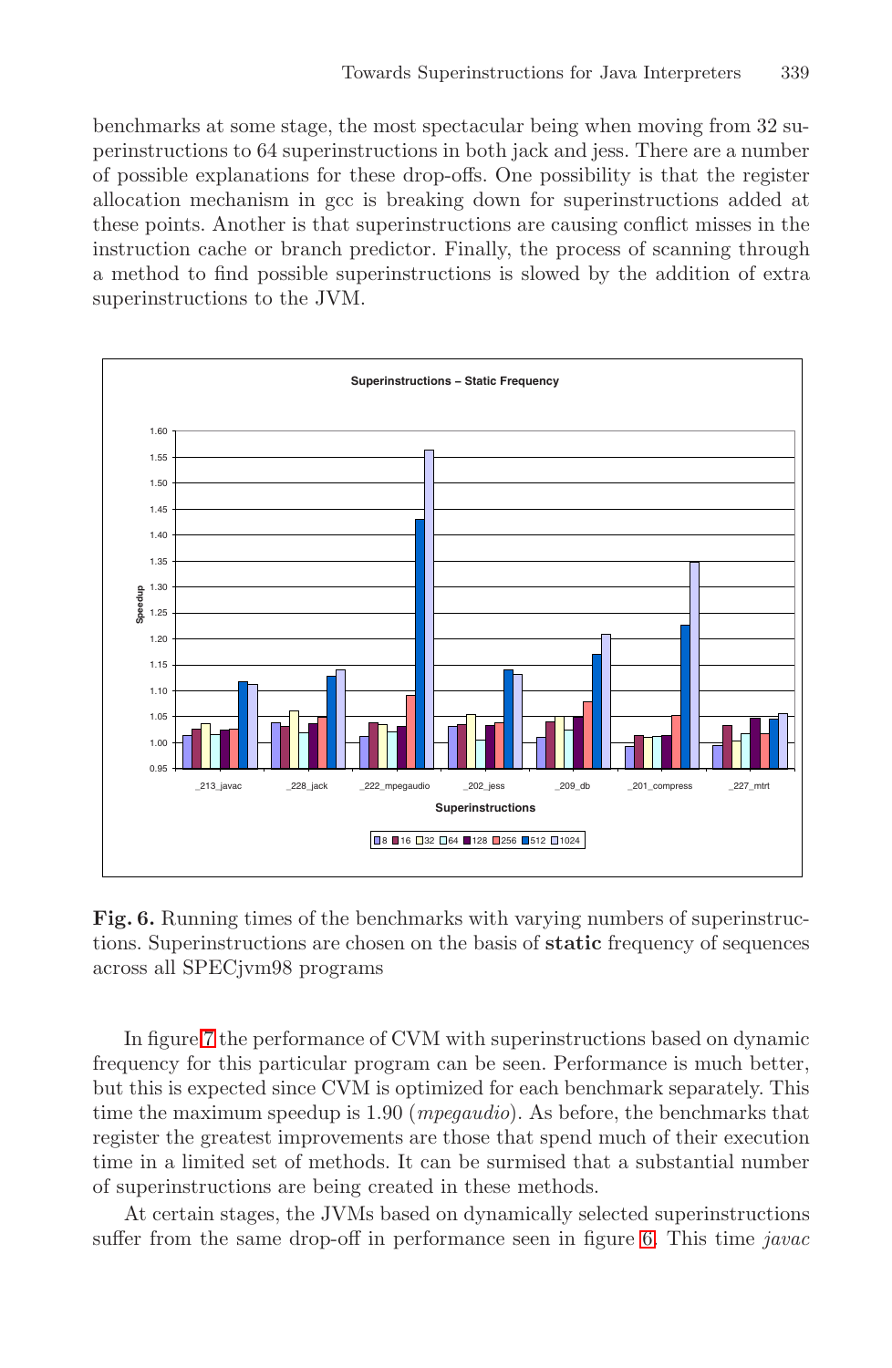benchmarks at some stage, the most spectacular being when moving from 32 superinstructions to 64 superinstructions in both jack and jess. There are a number of possible explanations for these drop-offs. One possibility is that the register allocation mechanism in gcc is breaking down for superinstructions added at these points. Another is that superinstructions are causing conflict misses in the instruction cache or branch predictor. Finally, the process of scanning through a method to find possible superinstructions is slowed by the addition of extra superinstructions to the JVM.

**Fig. 6.** Running times of the benchmarks with varying numbers of superinstructions. Superinstructions are chosen on the basis of **static** frequency of sequences across all SPECjvm98 programs

In figure 7 the performance of CVM with superinstructions based on dynamic frequency for this particular program can be seen. Performance is much better, but this is expected since CVM is optimized for each benchmark separately. This time the maximum speedup is 1.90 (*mpegaudio*). As before, the benchmarks that register the greatest improvements are those that spend much of their execution time in a limited set of methods. It can be surmised that a substantial number of superinstructions are being created in these methods.

At certain stages, the JVMs based on dynamically selected superinstructions suffer from the same drop-off in performance seen in figure 6. This time *javac*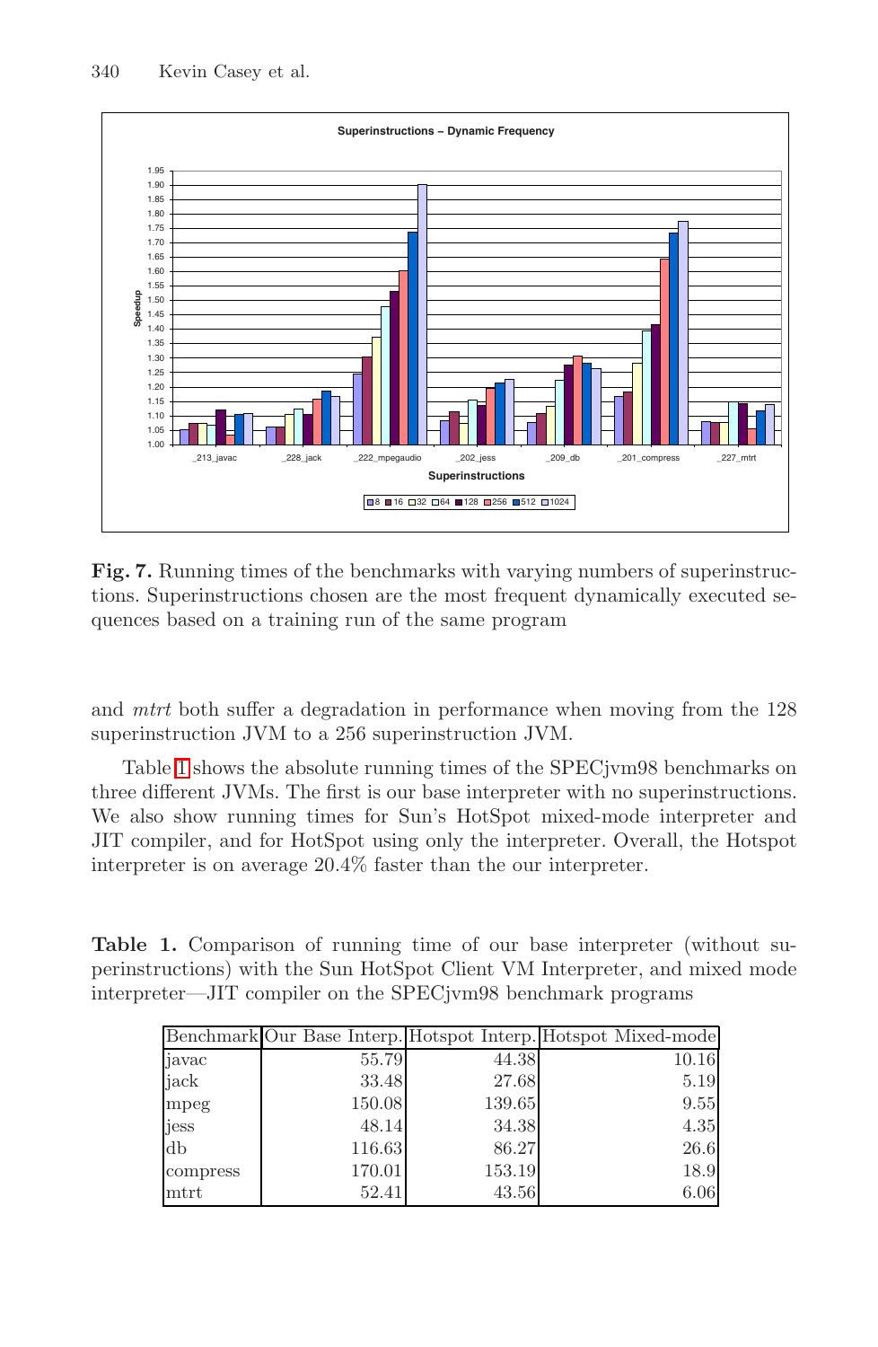**Fig. 7.** Running times of the benchmarks with varying numbers of superinstructions. Superinstructions chosen are the most frequent dynamically executed sequences based on a training run of the same program

and *mtrt* both suffer a degradation in performance when moving from the 128 superinstruction JVM to a 256 superinstruction JVM.

Table 1 shows the absolute running times of the SPECjvm98 benchmarks on three different JVMs. The first is our base interpreter with no superinstructions. We also show running times for Sun's HotSpot mixed-mode interpreter and JIT compiler, and for HotSpot using only the interpreter. Overall, the Hotspot interpreter is on average 20.4% faster than the our interpreter.

**Table 1.** Comparison of running time of our base interpreter (without superinstructions) with the Sun HotSpot Client VM Interpreter, and mixed mode interpreter—JIT compiler on the SPECjvm98 benchmark programs

| Benchmark | Our Base Interp. | Hotspot Interp. | Hotspot Mixed-mode |
|---|---:|---:|---:|
| javac | 55.79 | 44.38 | 10.16 |
| jack | 33.48 | 27.68 | 5.19 |
| mpeg | 150.08 | 139.65 | 9.55 |
| jess | 48.14 | 34.38 | 4.35 |
| db | 116.63 | 86.27 | 26.6 |
| compress | 170.01 | 153.19 | 18.9 |
| mtrt | 52.41 | 43.56 | 6.06 |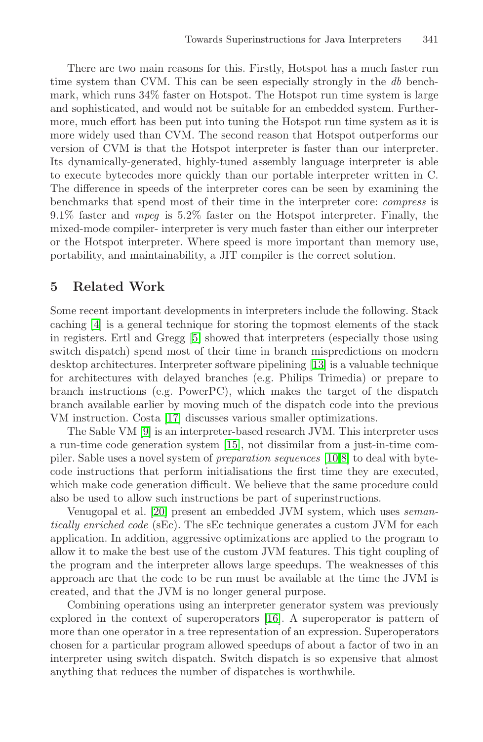There are two main reasons for this. Firstly, Hotspot has a much faster run time system than CVM. This can be seen especially strongly in the *db* benchmark, which runs 34% faster on Hotspot. The Hotspot run time system is large and sophisticated, and would not be suitable for an embedded system. Furthermore, much effort has been put into tuning the Hotspot run time system as it is more widely used than CVM. The second reason that Hotspot outperforms our version of CVM is that the Hotspot interpreter is faster than our interpreter. Its dynamically-generated, highly-tuned assembly language interpreter is able to execute bytecodes more quickly than our portable interpreter written in C. The difference in speeds of the interpreter cores can be seen by examining the benchmarks that spend most of their time in the interpreter core: *compress* is 9.1% faster and *mpeg* is 5.2% faster on the Hotspot interpreter. Finally, the mixed-mode compiler- interpreter is very much faster than either our interpreter or the Hotspot interpreter. Where speed is more important than memory use, portability, and maintainability, a JIT compiler is the correct solution.

## 5 Related Work

Some recent important developments in interpreters include the following. Stack caching [4] is a general technique for storing the topmost elements of the stack in registers. Ertl and Gregg [5] showed that interpreters (especially those using switch dispatch) spend most of their time in branch mispredictions on modern desktop architectures. Interpreter software pipelining [13] is a valuable technique for architectures with delayed branches (e.g. Philips Trimedia) or prepare to branch instructions (e.g. PowerPC), which makes the target of the dispatch branch available earlier by moving much of the dispatch code into the previous VM instruction. Costa [17] discusses various smaller optimizations.

The Sable VM [9] is an interpreter-based research JVM. This interpreter uses a run-time code generation system [15], not dissimilar from a just-in-time compiler. Sable uses a novel system of *preparation sequences* [10,8] to deal with bytecode instructions that perform initialisations the first time they are executed, which make code generation difficult. We believe that the same procedure could also be used to allow such instructions be part of superinstructions.

Venugopal et al. [20] present an embedded JVM system, which uses *semantically enriched code* (sEc). The sEc technique generates a custom JVM for each application. In addition, aggressive optimizations are applied to the program to allow it to make the best use of the custom JVM features. This tight coupling of the program and the interpreter allows large speedups. The weaknesses of this approach are that the code to be run must be available at the time the JVM is created, and that the JVM is no longer general purpose.

Combining operations using an interpreter generator system was previously explored in the context of superoperators [16]. A superoperator is pattern of more than one operator in a tree representation of an expression. Superoperators chosen for a particular program allowed speedups of about a factor of two in an interpreter using switch dispatch. Switch dispatch is so expensive that almost anything that reduces the number of dispatches is worthwhile.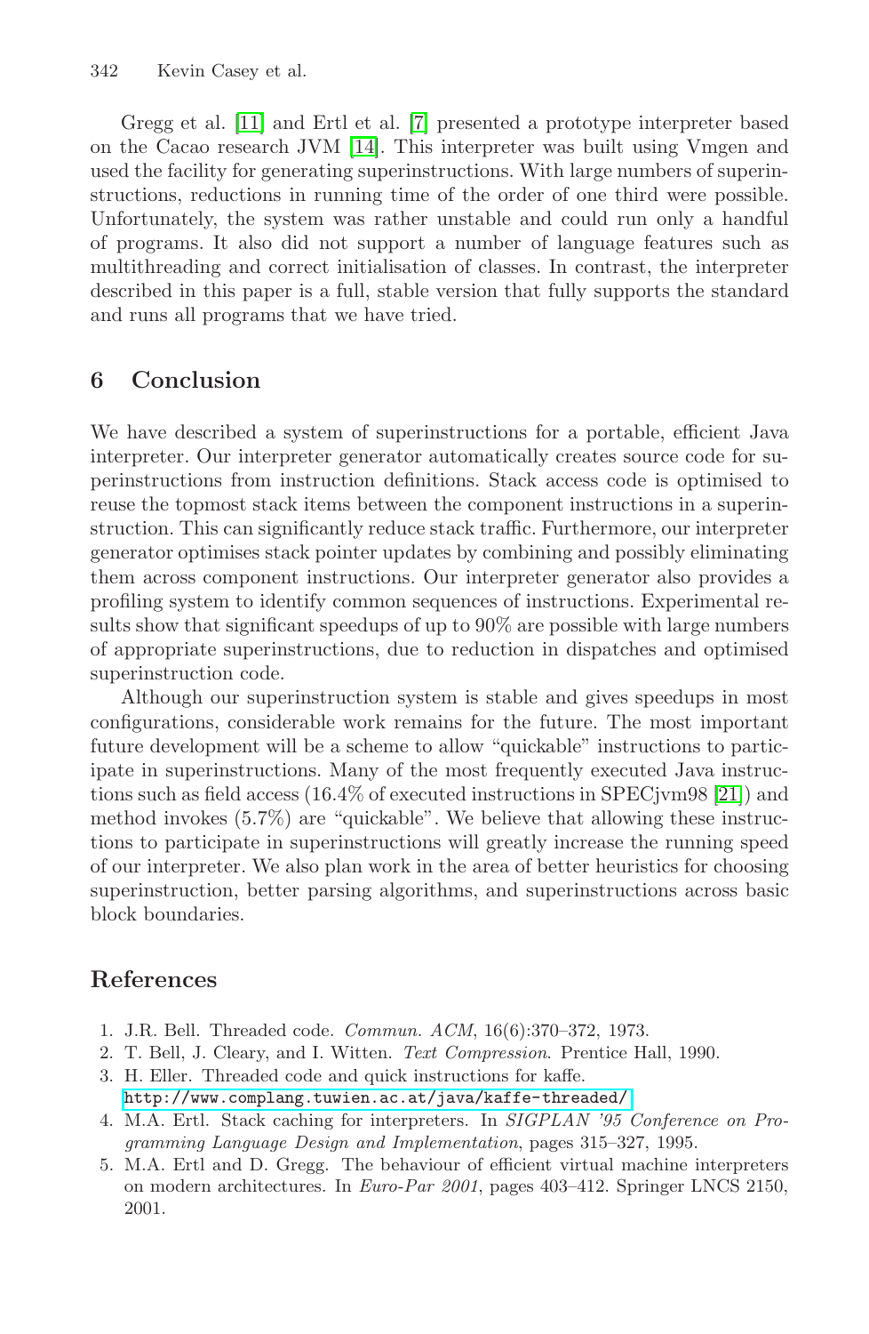Gregg et al. [11] and Ertl et al. [7] presented a prototype interpreter based on the Cacao research JVM [14]. This interpreter was built using Vmgen and used the facility for generating superinstructions. With large numbers of superinstructions, reductions in running time of the order of one third were possible. Unfortunately, the system was rather unstable and could run only a handful of programs. It also did not support a number of language features such as multithreading and correct initialisation of classes. In contrast, the interpreter described in this paper is a full, stable version that fully supports the standard and runs all programs that we have tried.

## 6 Conclusion

We have described a system of superinstructions for a portable, efficient Java interpreter. Our interpreter generator automatically creates source code for superinstructions from instruction definitions. Stack access code is optimised to reuse the topmost stack items between the component instructions in a superinstruction. This can significantly reduce stack traffic. Furthermore, our interpreter generator optimises stack pointer updates by combining and possibly eliminating them across component instructions. Our interpreter generator also provides a profiling system to identify common sequences of instructions. Experimental results show that significant speedups of up to 90% are possible with large numbers of appropriate superinstructions, due to reduction in dispatches and optimised superinstruction code.

Although our superinstruction system is stable and gives speedups in most configurations, considerable work remains for the future. The most important future development will be a scheme to allow "quickable" instructions to participate in superinstructions. Many of the most frequently executed Java instructions such as field access (16.4% of executed instructions in SPECjvm98 [21]) and method invokes (5.7%) are "quickable". We believe that allowing these instructions to participate in superinstructions will greatly increase the running speed of our interpreter. We also plan work in the area of better heuristics for choosing superinstruction, better parsing algorithms, and superinstructions across basic block boundaries.

## References

1. J.R. Bell. Threaded code. *Commun. ACM*, 16(6):370–372, 1973.
2. T. Bell, J. Cleary, and I. Witten. *Text Compression*. Prentice Hall, 1990.
3. H. Eller. Threaded code and quick instructions for kaffe. `http://www.complang.tuwien.ac.at/java/kaffe-threaded/`
4. M.A. Ertl. Stack caching for interpreters. In *SIGPLAN '95 Conference on Programming Language Design and Implementation*, pages 315–327, 1995.
5. M.A. Ertl and D. Gregg. The behaviour of efficient virtual machine interpreters on modern architectures. In *Euro-Par 2001*, pages 403–412. Springer LNCS 2150, 2001.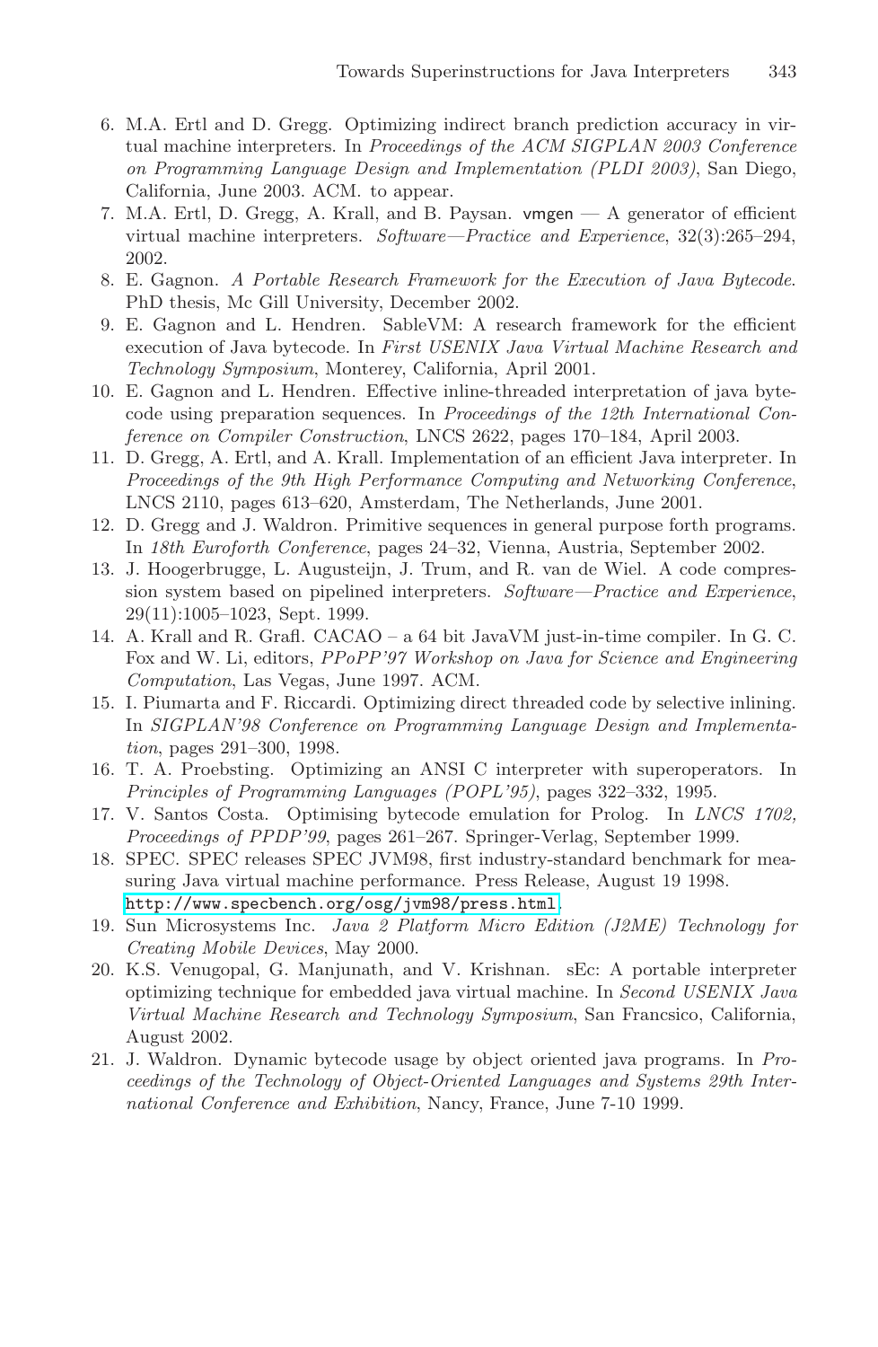6. M.A. Ertl and D. Gregg. Optimizing indirect branch prediction accuracy in virtual machine interpreters. In *Proceedings of the ACM SIGPLAN 2003 Conference on Programming Language Design and Implementation (PLDI 2003)*, San Diego, California, June 2003. ACM. to appear.
7. M.A. Ertl, D. Gregg, A. Krall, and B. Paysan. vmgen — A generator of efficient virtual machine interpreters. *Software—Practice and Experience*, 32(3):265–294, 2002.
8. E. Gagnon. *A Portable Research Framework for the Execution of Java Bytecode*. PhD thesis, Mc Gill University, December 2002.
9. E. Gagnon and L. Hendren. SableVM: A research framework for the efficient execution of Java bytecode. In *First USENIX Java Virtual Machine Research and Technology Symposium*, Monterey, California, April 2001.
10. E. Gagnon and L. Hendren. Effective inline-threaded interpretation of java bytecode using preparation sequences. In *Proceedings of the 12th International Conference on Compiler Construction*, LNCS 2622, pages 170–184, April 2003.
11. D. Gregg, A. Ertl, and A. Krall. Implementation of an efficient Java interpreter. In *Proceedings of the 9th High Performance Computing and Networking Conference*, LNCS 2110, pages 613–620, Amsterdam, The Netherlands, June 2001.
12. D. Gregg and J. Waldron. Primitive sequences in general purpose forth programs. In *18th Euroforth Conference*, pages 24–32, Vienna, Austria, September 2002.
13. J. Hoogerbrugge, L. Augusteijn, J. Trum, and R. van de Wiel. A code compression system based on pipelined interpreters. *Software—Practice and Experience*, 29(11):1005–1023, Sept. 1999.
14. A. Krall and R. Grafl. CACAO – a 64 bit JavaVM just-in-time compiler. In G. C. Fox and W. Li, editors, *PPoPP'97 Workshop on Java for Science and Engineering Computation*, Las Vegas, June 1997. ACM.
15. I. Piumarta and F. Riccardi. Optimizing direct threaded code by selective inlining. In *SIGPLAN'98 Conference on Programming Language Design and Implementation*, pages 291–300, 1998.
16. T. A. Proebsting. Optimizing an ANSI C interpreter with superoperators. In *Principles of Programming Languages (POPL'95)*, pages 322–332, 1995.
17. V. Santos Costa. Optimising bytecode emulation for Prolog. In *LNCS 1702, Proceedings of PPDP'99*, pages 261–267. Springer-Verlag, September 1999.
18. SPEC. SPEC releases SPEC JVM98, first industry-standard benchmark for measuring Java virtual machine performance. Press Release, August 19 1998. http://www.specbench.org/osg/jvm98/press.html.
19. Sun Microsystems Inc. *Java 2 Platform Micro Edition (J2ME) Technology for Creating Mobile Devices*, May 2000.
20. K.S. Venugopal, G. Manjunath, and V. Krishnan. sEc: A portable interpreter optimizing technique for embedded java virtual machine. In *Second USENIX Java Virtual Machine Research and Technology Symposium*, San Francsico, California, August 2002.
21. J. Waldron. Dynamic bytecode usage by object oriented java programs. In *Proceedings of the Technology of Object-Oriented Languages and Systems 29th International Conference and Exhibition*, Nancy, France, June 7-10 1999.